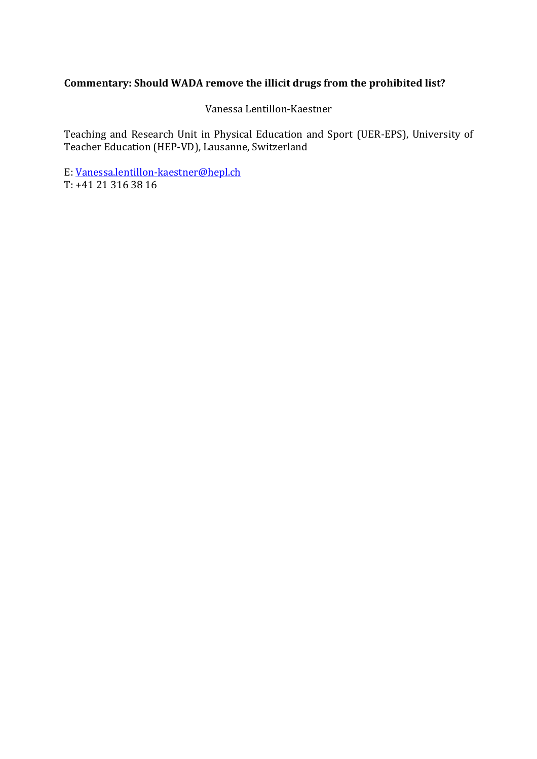**Commentary: Should WADA remove the illicit drugs from the prohibited list?**

Vanessa Lentillon-Kaestner

Teaching and Research Unit in Physical Education and Sport (UER-EPS), University of Teacher Education (HEP-VD), Lausanne, Switzerland

E: Vanessa.lentillon-kaestner@hepl.ch
T: +41 21 316 38 16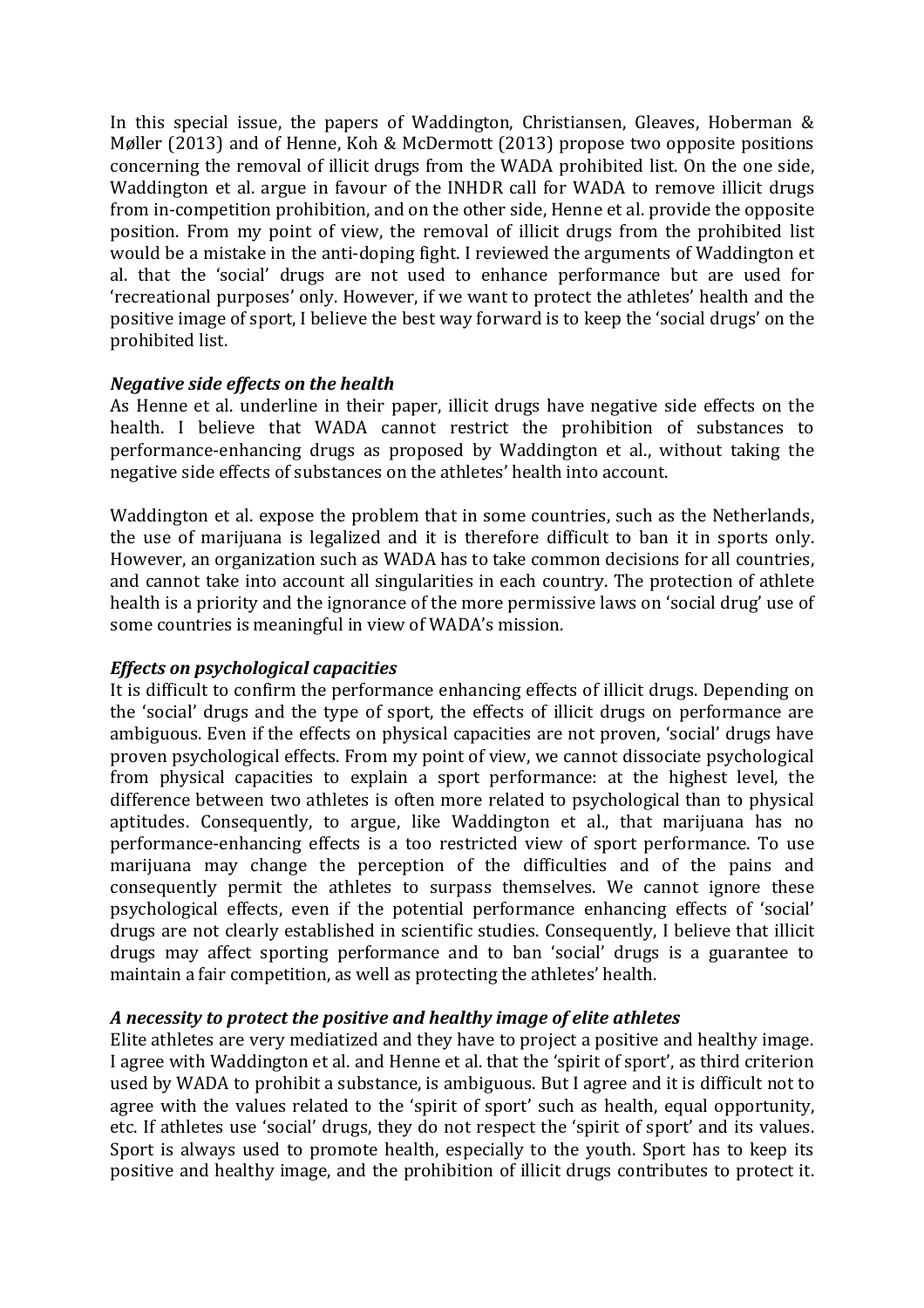In this special issue, the papers of Waddington, Christiansen, Gleaves, Hoberman & Møller (2013) and of Henne, Koh & McDermott (2013) propose two opposite positions concerning the removal of illicit drugs from the WADA prohibited list. On the one side, Waddington et al. argue in favour of the INHDR call for WADA to remove illicit drugs from in-competition prohibition, and on the other side, Henne et al. provide the opposite position. From my point of view, the removal of illicit drugs from the prohibited list would be a mistake in the anti-doping fight. I reviewed the arguments of Waddington et al. that the 'social' drugs are not used to enhance performance but are used for 'recreational purposes' only. However, if we want to protect the athletes' health and the positive image of sport, I believe the best way forward is to keep the 'social drugs' on the prohibited list.

***Negative side effects on the health***

As Henne et al. underline in their paper, illicit drugs have negative side effects on the health. I believe that WADA cannot restrict the prohibition of substances to performance-enhancing drugs as proposed by Waddington et al., without taking the negative side effects of substances on the athletes' health into account.

Waddington et al. expose the problem that in some countries, such as the Netherlands, the use of marijuana is legalized and it is therefore difficult to ban it in sports only. However, an organization such as WADA has to take common decisions for all countries, and cannot take into account all singularities in each country. The protection of athlete health is a priority and the ignorance of the more permissive laws on 'social drug' use of some countries is meaningful in view of WADA's mission.

***Effects on psychological capacities***

It is difficult to confirm the performance enhancing effects of illicit drugs. Depending on the 'social' drugs and the type of sport, the effects of illicit drugs on performance are ambiguous. Even if the effects on physical capacities are not proven, 'social' drugs have proven psychological effects. From my point of view, we cannot dissociate psychological from physical capacities to explain a sport performance: at the highest level, the difference between two athletes is often more related to psychological than to physical aptitudes. Consequently, to argue, like Waddington et al., that marijuana has no performance-enhancing effects is a too restricted view of sport performance. To use marijuana may change the perception of the difficulties and of the pains and consequently permit the athletes to surpass themselves. We cannot ignore these psychological effects, even if the potential performance enhancing effects of 'social' drugs are not clearly established in scientific studies. Consequently, I believe that illicit drugs may affect sporting performance and to ban 'social' drugs is a guarantee to maintain a fair competition, as well as protecting the athletes' health.

***A necessity to protect the positive and healthy image of elite athletes***

Elite athletes are very mediatized and they have to project a positive and healthy image. I agree with Waddington et al. and Henne et al. that the 'spirit of sport', as third criterion used by WADA to prohibit a substance, is ambiguous. But I agree and it is difficult not to agree with the values related to the 'spirit of sport' such as health, equal opportunity, etc. If athletes use 'social' drugs, they do not respect the 'spirit of sport' and its values. Sport is always used to promote health, especially to the youth. Sport has to keep its positive and healthy image, and the prohibition of illicit drugs contributes to protect it.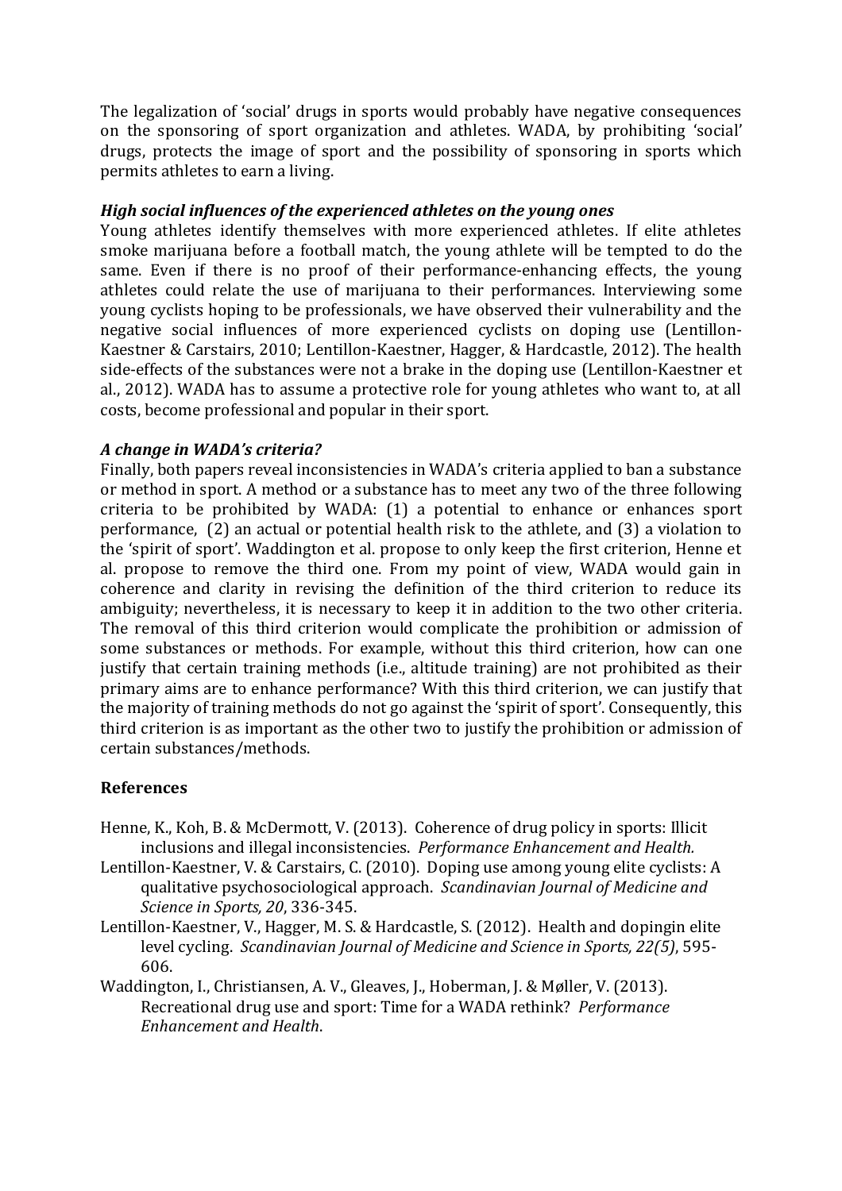The legalization of 'social' drugs in sports would probably have negative consequences on the sponsoring of sport organization and athletes. WADA, by prohibiting 'social' drugs, protects the image of sport and the possibility of sponsoring in sports which permits athletes to earn a living.

### *High social influences of the experienced athletes on the young ones*

Young athletes identify themselves with more experienced athletes. If elite athletes smoke marijuana before a football match, the young athlete will be tempted to do the same. Even if there is no proof of their performance-enhancing effects, the young athletes could relate the use of marijuana to their performances. Interviewing some young cyclists hoping to be professionals, we have observed their vulnerability and the negative social influences of more experienced cyclists on doping use (Lentillon-Kaestner & Carstairs, 2010; Lentillon-Kaestner, Hagger, & Hardcastle, 2012). The health side-effects of the substances were not a brake in the doping use (Lentillon-Kaestner et al., 2012). WADA has to assume a protective role for young athletes who want to, at all costs, become professional and popular in their sport.

### *A change in WADA's criteria?*

Finally, both papers reveal inconsistencies in WADA's criteria applied to ban a substance or method in sport. A method or a substance has to meet any two of the three following criteria to be prohibited by WADA: (1) a potential to enhance or enhances sport performance, (2) an actual or potential health risk to the athlete, and (3) a violation to the 'spirit of sport'. Waddington et al. propose to only keep the first criterion, Henne et al. propose to remove the third one. From my point of view, WADA would gain in coherence and clarity in revising the definition of the third criterion to reduce its ambiguity; nevertheless, it is necessary to keep it in addition to the two other criteria. The removal of this third criterion would complicate the prohibition or admission of some substances or methods. For example, without this third criterion, how can one justify that certain training methods (i.e., altitude training) are not prohibited as their primary aims are to enhance performance? With this third criterion, we can justify that the majority of training methods do not go against the 'spirit of sport'. Consequently, this third criterion is as important as the other two to justify the prohibition or admission of certain substances/methods.

## References

Henne, K., Koh, B. & McDermott, V. (2013). Coherence of drug policy in sports: Illicit inclusions and illegal inconsistencies. *Performance Enhancement and Health.*

Lentillon-Kaestner, V. & Carstairs, C. (2010). Doping use among young elite cyclists: A qualitative psychosociological approach. *Scandinavian Journal of Medicine and Science in Sports, 20*, 336-345.

Lentillon-Kaestner, V., Hagger, M. S. & Hardcastle, S. (2012). Health and dopingin elite level cycling. *Scandinavian Journal of Medicine and Science in Sports, 22(5)*, 595-606.

Waddington, I., Christiansen, A. V., Gleaves, J., Hoberman, J. & Møller, V. (2013). Recreational drug use and sport: Time for a WADA rethink? *Performance Enhancement and Health.*